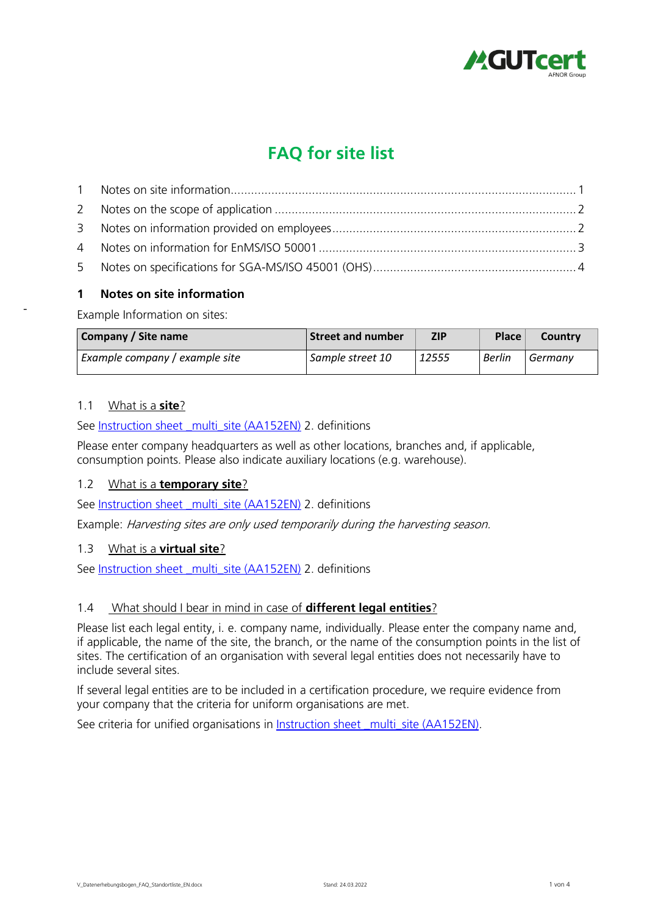# FAQ for site list

1 Notes on site information ... 1
2 Notes on the scope of application ... 2
3 Notes on information provided on employees ... 2
4 Notes on information for EnMS/ISO 50001 ... 3
5 Notes on specifications for SGA-MS/ISO 45001 (OHS) ... 4

## 1 Notes on site information

Example Information on sites:

| Company / Site name | Street and number | ZIP | Place | Country |
|---|---|---|---|---|
| *Example company / example site* | *Sample street 10* | *12555* | *Berlin* | *Germany* |

### 1.1 What is a **site**?

See Instruction sheet _multi_site (AA152EN) 2. definitions

Please enter company headquarters as well as other locations, branches and, if applicable, consumption points. Please also indicate auxiliary locations (e.g. warehouse).

### 1.2 What is a **temporary site**?

See Instruction sheet _multi_site (AA152EN) 2. definitions

Example: *Harvesting sites are only used temporarily during the harvesting season.*

### 1.3 What is a **virtual site**?

See Instruction sheet _multi_site (AA152EN) 2. definitions

### 1.4 What should I bear in mind in case of **different legal entities**?

Please list each legal entity, i. e. company name, individually. Please enter the company name and, if applicable, the name of the site, the branch, or the name of the consumption points in the list of sites. The certification of an organisation with several legal entities does not necessarily have to include several sites.

If several legal entities are to be included in a certification procedure, we require evidence from your company that the criteria for uniform organisations are met.

See criteria for unified organisations in Instruction sheet _multi_site (AA152EN).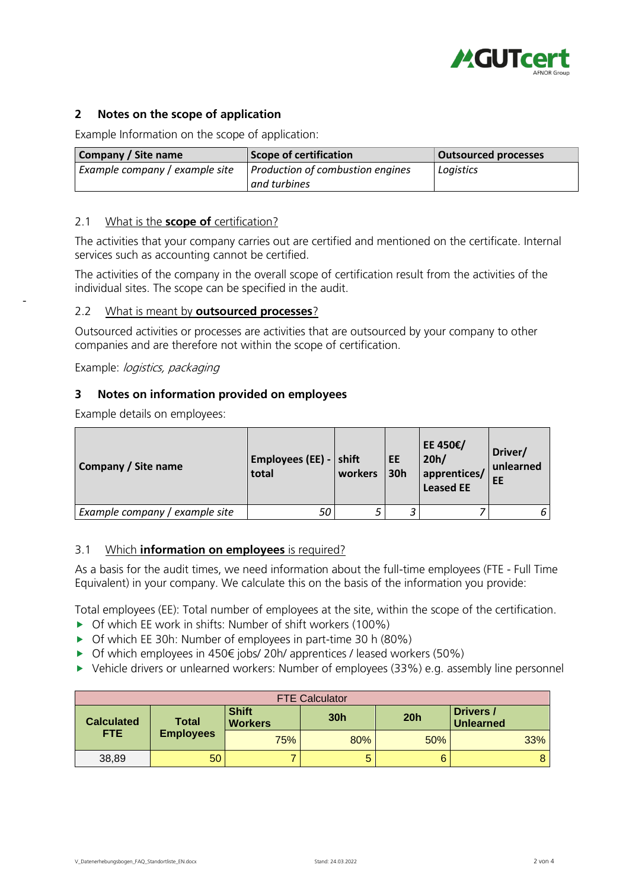## 2 Notes on the scope of application

Example Information on the scope of application:

| Company / Site name | Scope of certification | Outsourced processes |
|---|---|---|
| *Example company / example site* | *Production of combustion engines and turbines* | *Logistics* |

### 2.1 What is the **scope of** certification?

The activities that your company carries out are certified and mentioned on the certificate. Internal services such as accounting cannot be certified.

The activities of the company in the overall scope of certification result from the activities of the individual sites. The scope can be specified in the audit.

### 2.2 What is meant by **outsourced processes**?

Outsourced activities or processes are activities that are outsourced by your company to other companies and are therefore not within the scope of certification.

Example: *logistics, packaging*

## 3 Notes on information provided on employees

Example details on employees:

| Company / Site name | Employees (EE) - total | shift workers | EE 30h | EE 450€/ 20h/ apprentices/ Leased EE | Driver/ unlearned EE |
|---|---|---|---|---|---|
| *Example company / example site* | *50* | *5* | *3* | *7* | *6* |

### 3.1 Which **information on employees** is required?

As a basis for the audit times, we need information about the full-time employees (FTE - Full Time Equivalent) in your company. We calculate this on the basis of the information you provide:

Total employees (EE): Total number of employees at the site, within the scope of the certification.

- Of which EE work in shifts: Number of shift workers (100%)
- Of which EE 30h: Number of employees in part-time 30 h (80%)
- Of which employees in 450€ jobs/ 20h/ apprentices / leased workers (50%)
- Vehicle drivers or unlearned workers: Number of employees (33%) e.g. assembly line personnel

| FTE Calculator | | | | | |
|---|---|---|---|---|---|
| **Calculated FTE** | **Total Employees** | **Shift Workers** | **30h** | **20h** | **Drivers / Unlearned** |
| | | 75% | 80% | 50% | 33% |
| 38,89 | 50 | 7 | 5 | 6 | 8 |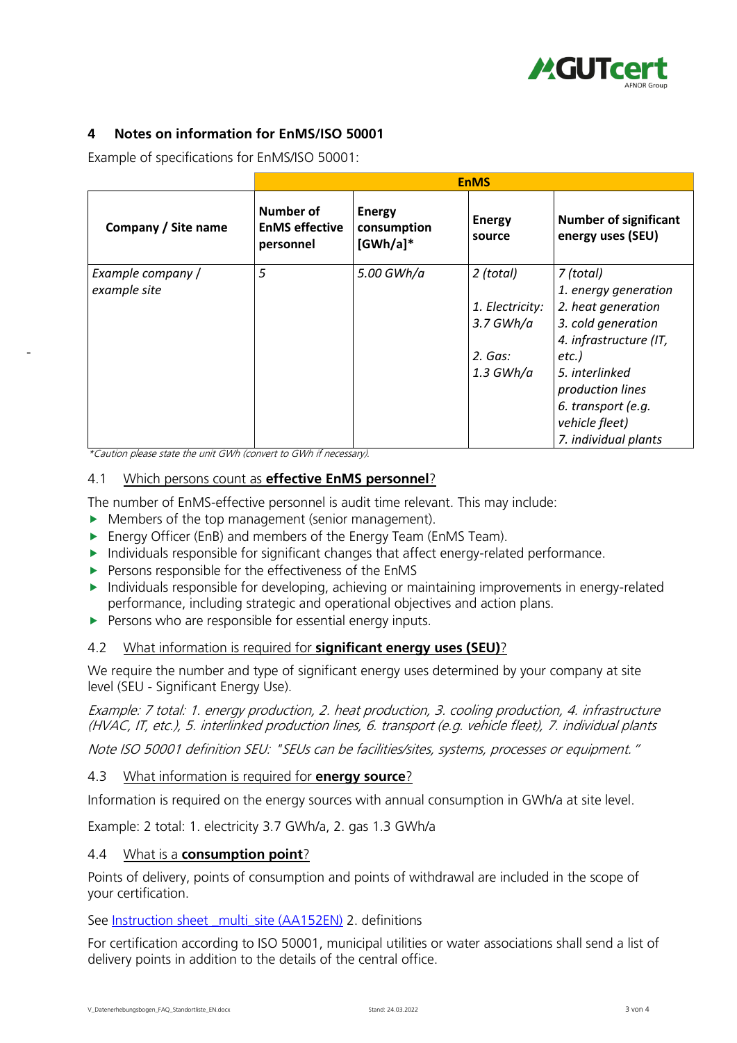## 4 Notes on information for EnMS/ISO 50001

Example of specifications for EnMS/ISO 50001:

| | EnMS | | | |
|---|---|---|---|---|
| **Company / Site name** | **Number of EnMS effective personnel** | **Energy consumption [GWh/a]*** | **Energy source** | **Number of significant energy uses (SEU)** |
| *Example company / example site* | *5* | *5.00 GWh/a* | *2 (total)*<br><br>*1. Electricity: 3.7 GWh/a*<br><br>*2. Gas: 1.3 GWh/a* | *7 (total)*<br>*1. energy generation*<br>*2. heat generation*<br>*3. cold generation*<br>*4. infrastructure (IT, etc.)*<br>*5. interlinked production lines*<br>*6. transport (e.g. vehicle fleet)*<br>*7. individual plants* |

**Caution please state the unit GWh (convert to GWh if necessary).*

### 4.1 Which persons count as **effective EnMS personnel**?

The number of EnMS-effective personnel is audit time relevant. This may include:

- Members of the top management (senior management).
- Energy Officer (EnB) and members of the Energy Team (EnMS Team).
- Individuals responsible for significant changes that affect energy-related performance.
- Persons responsible for the effectiveness of the EnMS
- Individuals responsible for developing, achieving or maintaining improvements in energy-related performance, including strategic and operational objectives and action plans.
- Persons who are responsible for essential energy inputs.

### 4.2 What information is required for **significant energy uses (SEU)**?

We require the number and type of significant energy uses determined by your company at site level (SEU - Significant Energy Use).

*Example: 7 total: 1. energy production, 2. heat production, 3. cooling production, 4. infrastructure (HVAC, IT, etc.), 5. interlinked production lines, 6. transport (e.g. vehicle fleet), 7. individual plants*

*Note ISO 50001 definition SEU: "SEUs can be facilities/sites, systems, processes or equipment."*

### 4.3 What information is required for **energy source**?

Information is required on the energy sources with annual consumption in GWh/a at site level.

Example: 2 total: 1. electricity 3.7 GWh/a, 2. gas 1.3 GWh/a

### 4.4 What is a **consumption point**?

Points of delivery, points of consumption and points of withdrawal are included in the scope of your certification.

See Instruction sheet _multi_site (AA152EN) 2. definitions

For certification according to ISO 50001, municipal utilities or water associations shall send a list of delivery points in addition to the details of the central office.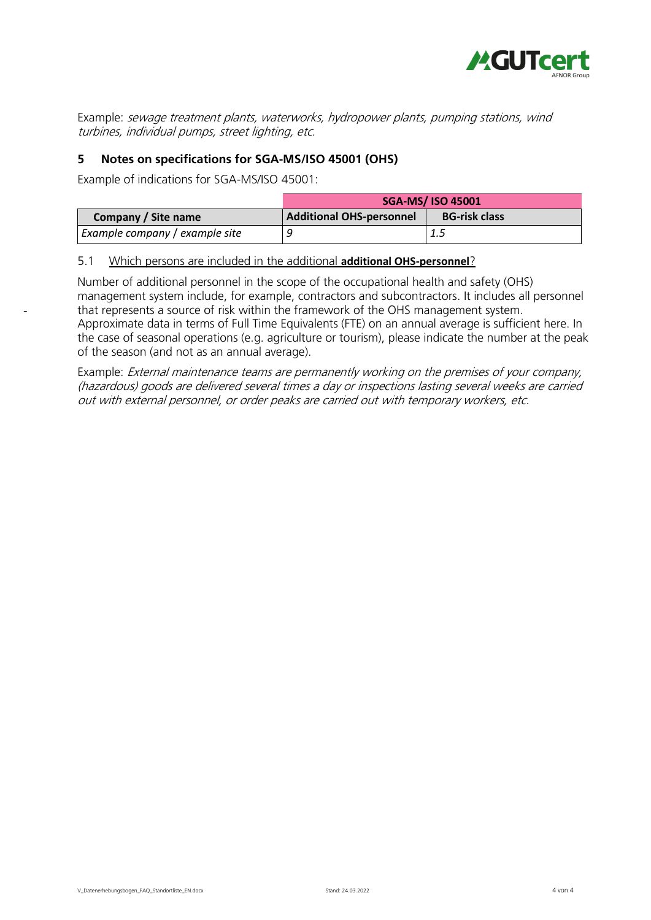Example: *sewage treatment plants, waterworks, hydropower plants, pumping stations, wind turbines, individual pumps, street lighting, etc.*

## 5 Notes on specifications for SGA-MS/ISO 45001 (OHS)

Example of indications for SGA-MS/ISO 45001:

| | SGA-MS/ ISO 45001 | |
|---|---|---|
| **Company / Site name** | **Additional OHS-personnel** | **BG-risk class** |
| *Example company / example site* | *9* | *1.5* |

### 5.1 Which persons are included in the additional **additional OHS-personnel**?

Number of additional personnel in the scope of the occupational health and safety (OHS) management system include, for example, contractors and subcontractors. It includes all personnel that represents a source of risk within the framework of the OHS management system. Approximate data in terms of Full Time Equivalents (FTE) on an annual average is sufficient here. In the case of seasonal operations (e.g. agriculture or tourism), please indicate the number at the peak of the season (and not as an annual average).

Example: *External maintenance teams are permanently working on the premises of your company, (hazardous) goods are delivered several times a day or inspections lasting several weeks are carried out with external personnel, or order peaks are carried out with temporary workers, etc.*